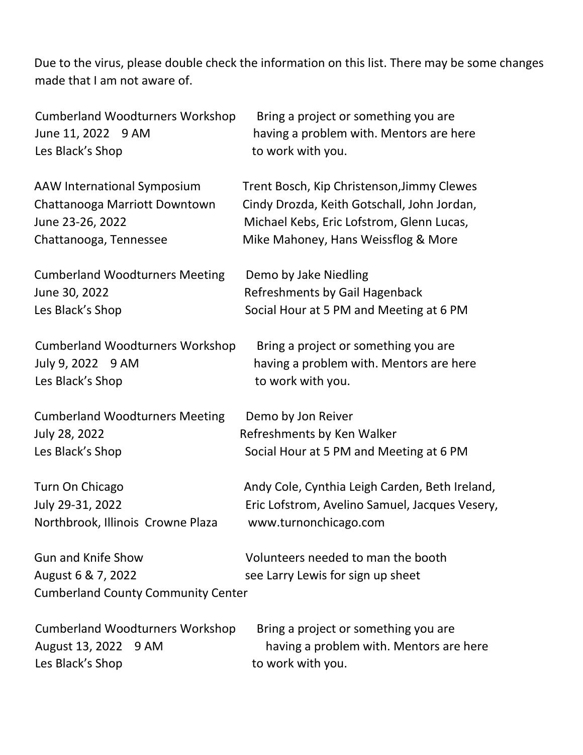Due to the virus, please double check the information on this list. There may be some changes made that I am not aware of.

Cumberland Woodturners Workshop
June 11, 2022 9 AM
Les Black's Shop

Bring a project or something you are having a problem with. Mentors are here to work with you.

AAW International Symposium
Chattanooga Marriott Downtown
June 23-26, 2022
Chattanooga, Tennessee

Trent Bosch, Kip Christenson,Jimmy Clewes Cindy Drozda, Keith Gotschall, John Jordan, Michael Kebs, Eric Lofstrom, Glenn Lucas, Mike Mahoney, Hans Weissflog & More

Cumberland Woodturners Meeting
June 30, 2022
Les Black's Shop

Demo by Jake Niedling
Refreshments by Gail Hagenback
Social Hour at 5 PM and Meeting at 6 PM

Cumberland Woodturners Workshop
July 9, 2022 9 AM
Les Black's Shop

Bring a project or something you are having a problem with. Mentors are here to work with you.

Cumberland Woodturners Meeting
July 28, 2022
Les Black's Shop

Demo by Jon Reiver
Refreshments by Ken Walker
Social Hour at 5 PM and Meeting at 6 PM

Turn On Chicago
July 29-31, 2022
Northbrook, Illinois Crowne Plaza

Andy Cole, Cynthia Leigh Carden, Beth Ireland, Eric Lofstrom, Avelino Samuel, Jacques Vesery, www.turnonchicago.com

Gun and Knife Show
August 6 & 7, 2022
Cumberland County Community Center

Volunteers needed to man the booth see Larry Lewis for sign up sheet

Cumberland Woodturners Workshop
August 13, 2022 9 AM
Les Black's Shop

Bring a project or something you are having a problem with. Mentors are here to work with you.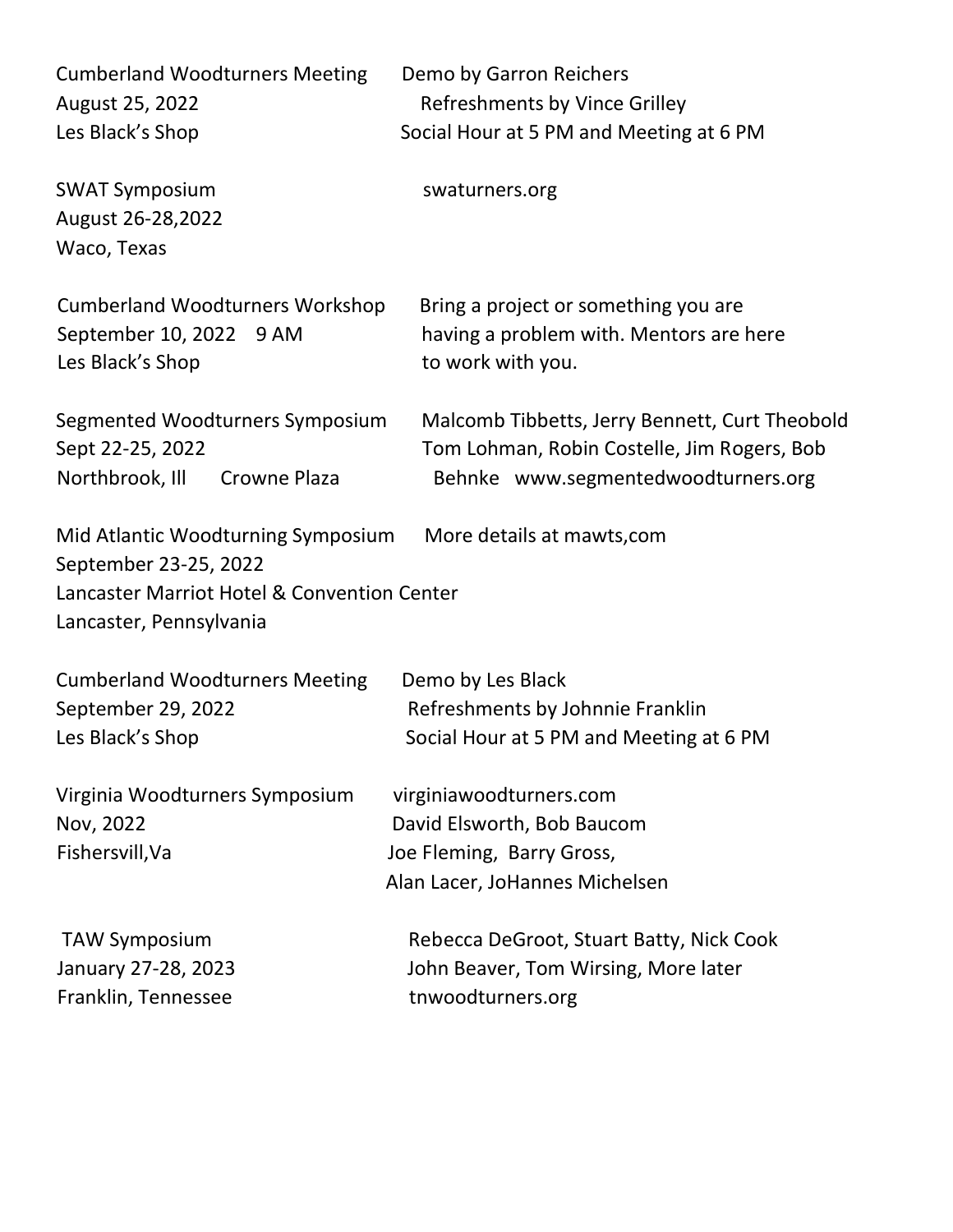Cumberland Woodturners Meeting
August 25, 2022
Les Black's Shop

Demo by Garron Reichers
Refreshments by Vince Grilley
Social Hour at 5 PM and Meeting at 6 PM

SWAT Symposium
August 26-28,2022
Waco, Texas

swaturners.org

Cumberland Woodturners Workshop
September 10, 2022 9 AM
Les Black's Shop

Bring a project or something you are having a problem with. Mentors are here to work with you.

Segmented Woodturners Symposium
Sept 22-25, 2022
Northbrook, Ill Crowne Plaza

Malcomb Tibbetts, Jerry Bennett, Curt Theobold Tom Lohman, Robin Costelle, Jim Rogers, Bob Behnke www.segmentedwoodturners.org

Mid Atlantic Woodturning Symposium
September 23-25, 2022
Lancaster Marriot Hotel & Convention Center
Lancaster, Pennsylvania

More details at mawts,com

Cumberland Woodturners Meeting
September 29, 2022
Les Black's Shop

Demo by Les Black
Refreshments by Johnnie Franklin
Social Hour at 5 PM and Meeting at 6 PM

Virginia Woodturners Symposium
Nov, 2022
Fishersvill,Va

virginiawoodturners.com
David Elsworth, Bob Baucom
Joe Fleming, Barry Gross,
Alan Lacer, JoHannes Michelsen

TAW Symposium
January 27-28, 2023
Franklin, Tennessee

Rebecca DeGroot, Stuart Batty, Nick Cook
John Beaver, Tom Wirsing, More later
tnwoodturners.org